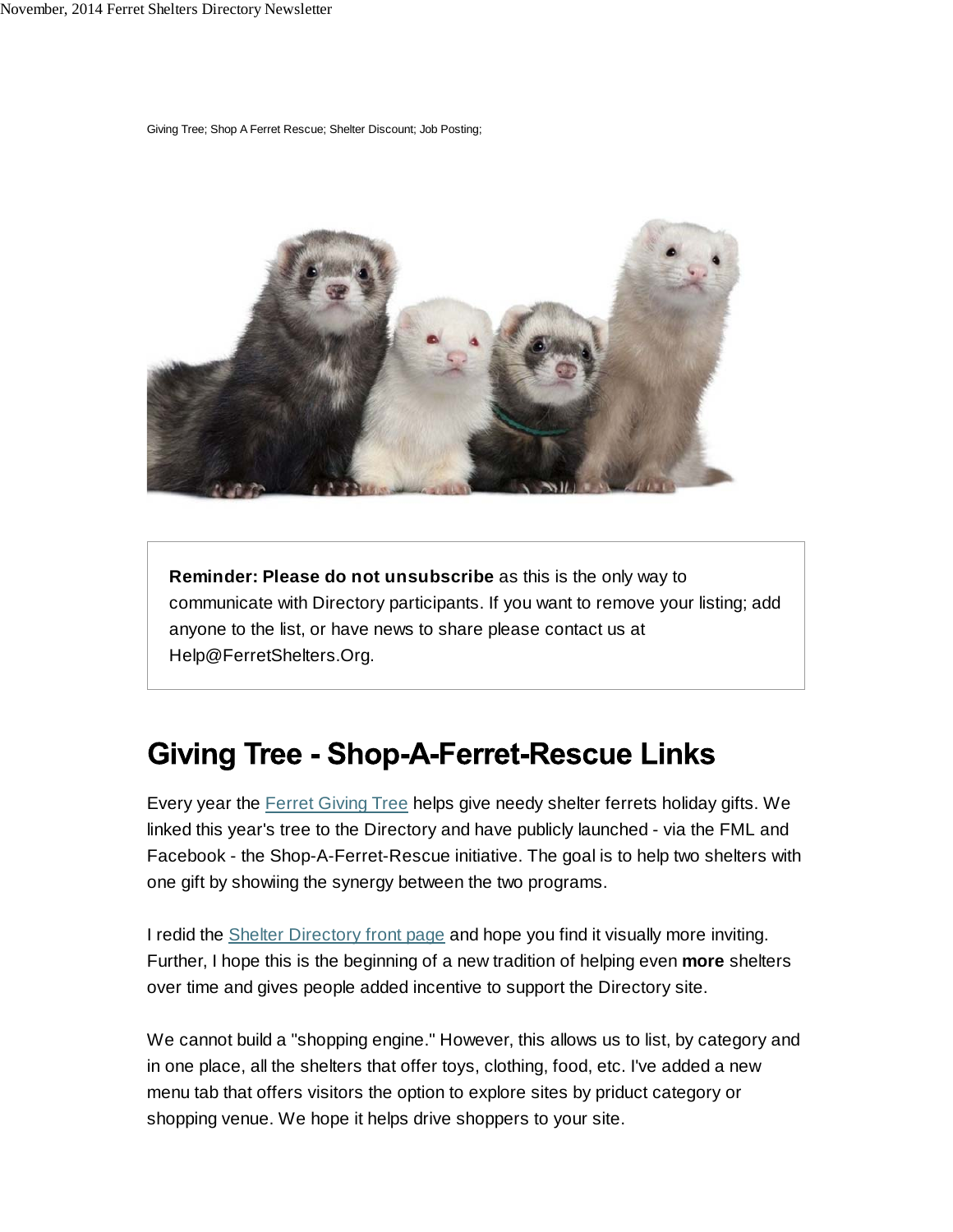Giving Tree; Shop A Ferret Rescue; Shelter Discount; Job Posting;

**Reminder: Please do not unsubscribe** as this is the only way to communicate with Directory participants. If you want to remove your listing; add anyone to the list, or have news to share please contact us at Help@FerretShelters.Org.

## Giving Tree - Shop-A-Ferret-Rescue Links

Every year the Ferret Giving Tree helps give needy shelter ferrets holiday gifts. We linked this year's tree to the Directory and have publicly launched - via the FML and Facebook - the Shop-A-Ferret-Rescue initiative. The goal is to help two shelters with one gift by showiing the synergy between the two programs.

I redid the Shelter Directory front page and hope you find it visually more inviting. Further, I hope this is the beginning of a new tradition of helping even **more** shelters over time and gives people added incentive to support the Directory site.

We cannot build a "shopping engine." However, this allows us to list, by category and in one place, all the shelters that offer toys, clothing, food, etc. I've added a new menu tab that offers visitors the option to explore sites by prisduct category or shopping venue. We hope it helps drive shoppers to your site.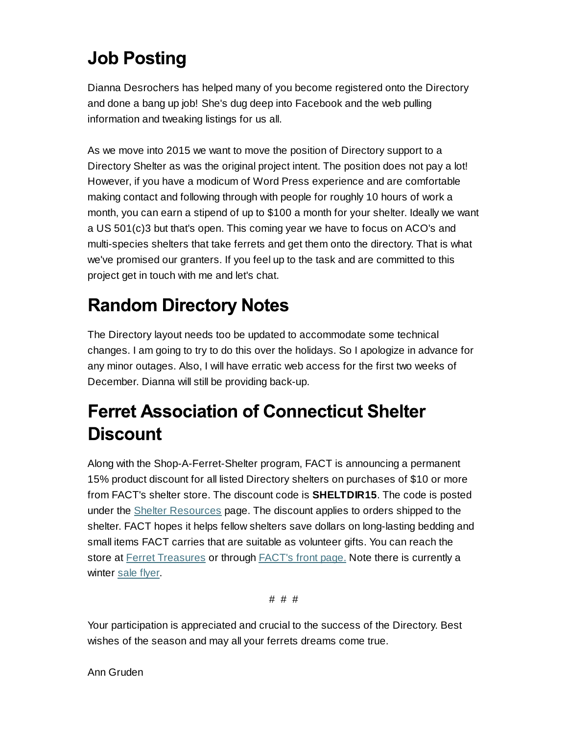## Job Posting

Dianna Desrochers has helped many of you become registered onto the Directory and done a bang up job! She's dug deep into Facebook and the web pulling information and tweaking listings for us all.

As we move into 2015 we want to move the position of Directory support to a Directory Shelter as was the original project intent. The position does not pay a lot! However, if you have a modicum of Word Press experience and are comfortable making contact and following through with people for roughly 10 hours of work a month, you can earn a stipend of up to $100 a month for your shelter. Ideally we want a US 501(c)3 but that's open. This coming year we have to focus on ACO's and multi-species shelters that take ferrets and get them onto the directory. That is what we've promised our granters. If you feel up to the task and are committed to this project get in touch with me and let's chat.

## Random Directory Notes

The Directory layout needs too be updated to accommodate some technical changes. I am going to try to do this over the holidays. So I apologize in advance for any minor outages. Also, I will have erratic web access for the first two weeks of December. Dianna will still be providing back-up.

## Ferret Association of Connecticut Shelter Discount

Along with the Shop-A-Ferret-Shelter program, FACT is announcing a permanent 15% product discount for all listed Directory shelters on purchases of $10 or more from FACT's shelter store. The discount code is **SHELTDIR15**. The code is posted under the Shelter Resources page. The discount applies to orders shipped to the shelter. FACT hopes it helps fellow shelters save dollars on long-lasting bedding and small items FACT carries that are suitable as volunteer gifts. You can reach the store at Ferret Treasures or through FACT's front page. Note there is currently a winter sale flyer.

# # #

Your participation is appreciated and crucial to the success of the Directory. Best wishes of the season and may all your ferrets dreams come true.

Ann Gruden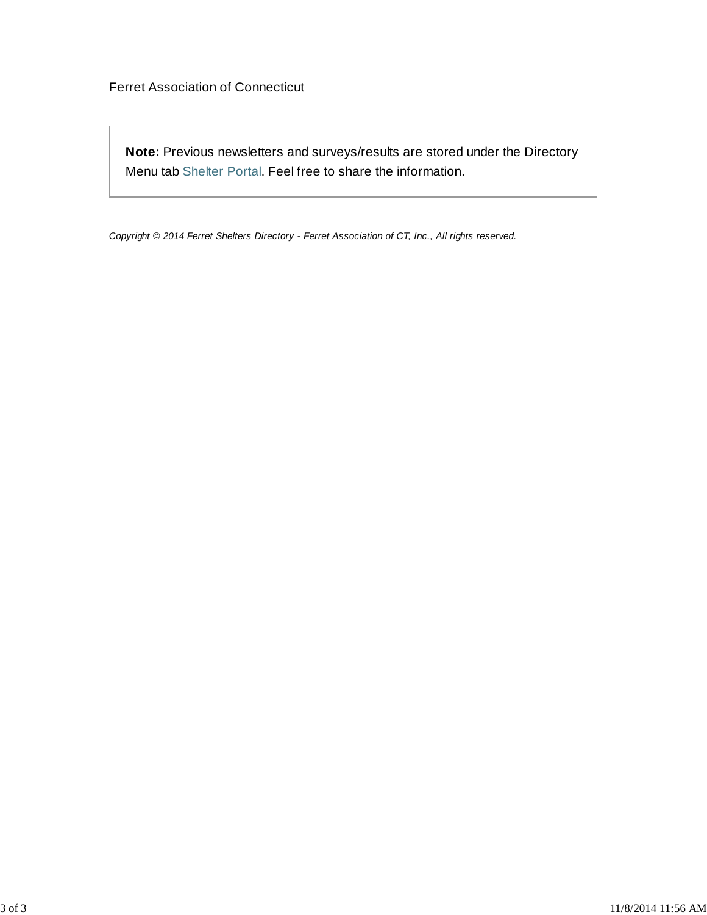Ferret Association of Connecticut

**Note:** Previous newsletters and surveys/results are stored under the Directory Menu tab Shelter Portal. Feel free to share the information.

*Copyright © 2014 Ferret Shelters Directory - Ferret Association of CT, Inc., All rights reserved.*